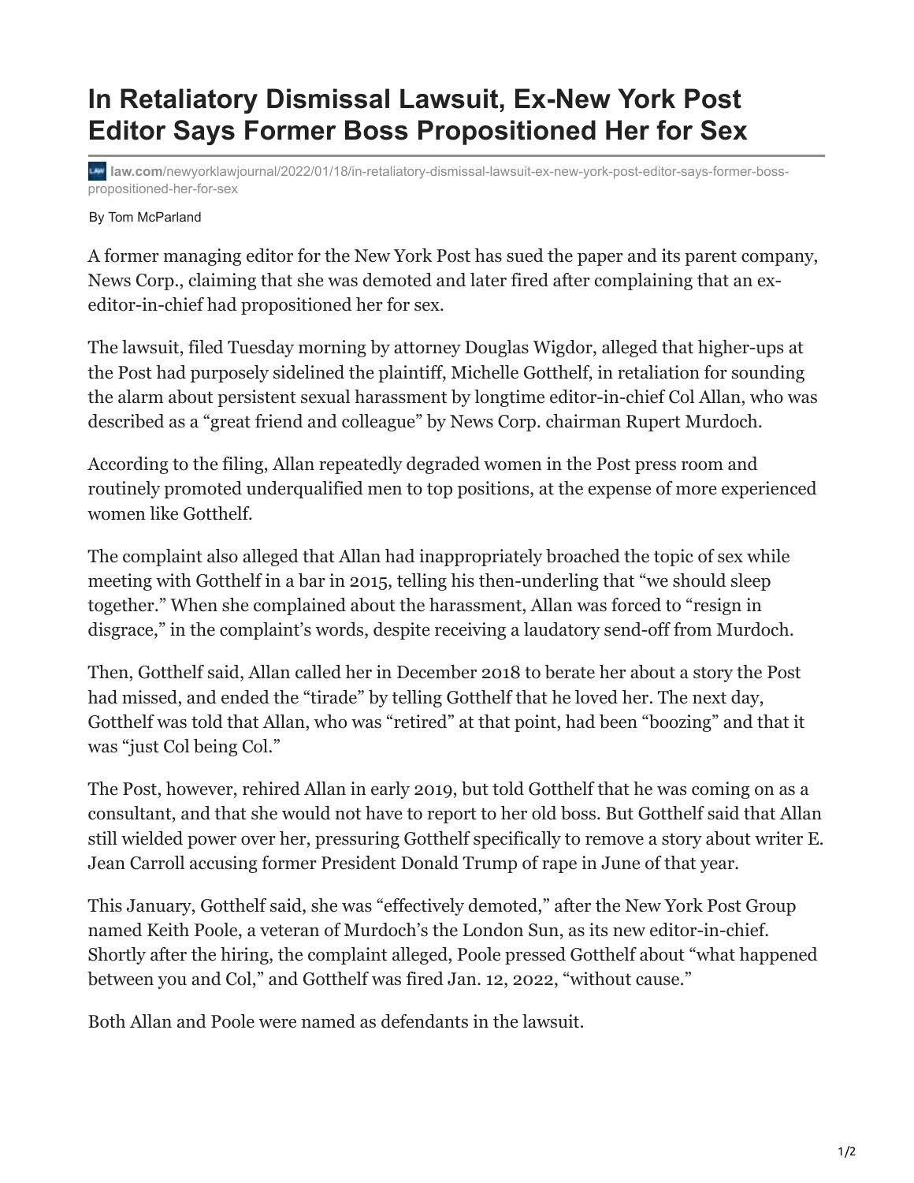# In Retaliatory Dismissal Lawsuit, Ex-New York Post Editor Says Former Boss Propositioned Her for Sex

law.com/newyorklawjournal/2022/01/18/in-retaliatory-dismissal-lawsuit-ex-new-york-post-editor-says-former-boss-propositioned-her-for-sex

By Tom McParland

A former managing editor for the New York Post has sued the paper and its parent company, News Corp., claiming that she was demoted and later fired after complaining that an ex-editor-in-chief had propositioned her for sex.

The lawsuit, filed Tuesday morning by attorney Douglas Wigdor, alleged that higher-ups at the Post had purposely sidelined the plaintiff, Michelle Gotthelf, in retaliation for sounding the alarm about persistent sexual harassment by longtime editor-in-chief Col Allan, who was described as a "great friend and colleague" by News Corp. chairman Rupert Murdoch.

According to the filing, Allan repeatedly degraded women in the Post press room and routinely promoted underqualified men to top positions, at the expense of more experienced women like Gotthelf.

The complaint also alleged that Allan had inappropriately broached the topic of sex while meeting with Gotthelf in a bar in 2015, telling his then-underling that "we should sleep together." When she complained about the harassment, Allan was forced to "resign in disgrace," in the complaint's words, despite receiving a laudatory send-off from Murdoch.

Then, Gotthelf said, Allan called her in December 2018 to berate her about a story the Post had missed, and ended the "tirade" by telling Gotthelf that he loved her. The next day, Gotthelf was told that Allan, who was "retired" at that point, had been "boozing" and that it was "just Col being Col."

The Post, however, rehired Allan in early 2019, but told Gotthelf that he was coming on as a consultant, and that she would not have to report to her old boss. But Gotthelf said that Allan still wielded power over her, pressuring Gotthelf specifically to remove a story about writer E. Jean Carroll accusing former President Donald Trump of rape in June of that year.

This January, Gotthelf said, she was "effectively demoted," after the New York Post Group named Keith Poole, a veteran of Murdoch's the London Sun, as its new editor-in-chief. Shortly after the hiring, the complaint alleged, Poole pressed Gotthelf about "what happened between you and Col," and Gotthelf was fired Jan. 12, 2022, "without cause."

Both Allan and Poole were named as defendants in the lawsuit.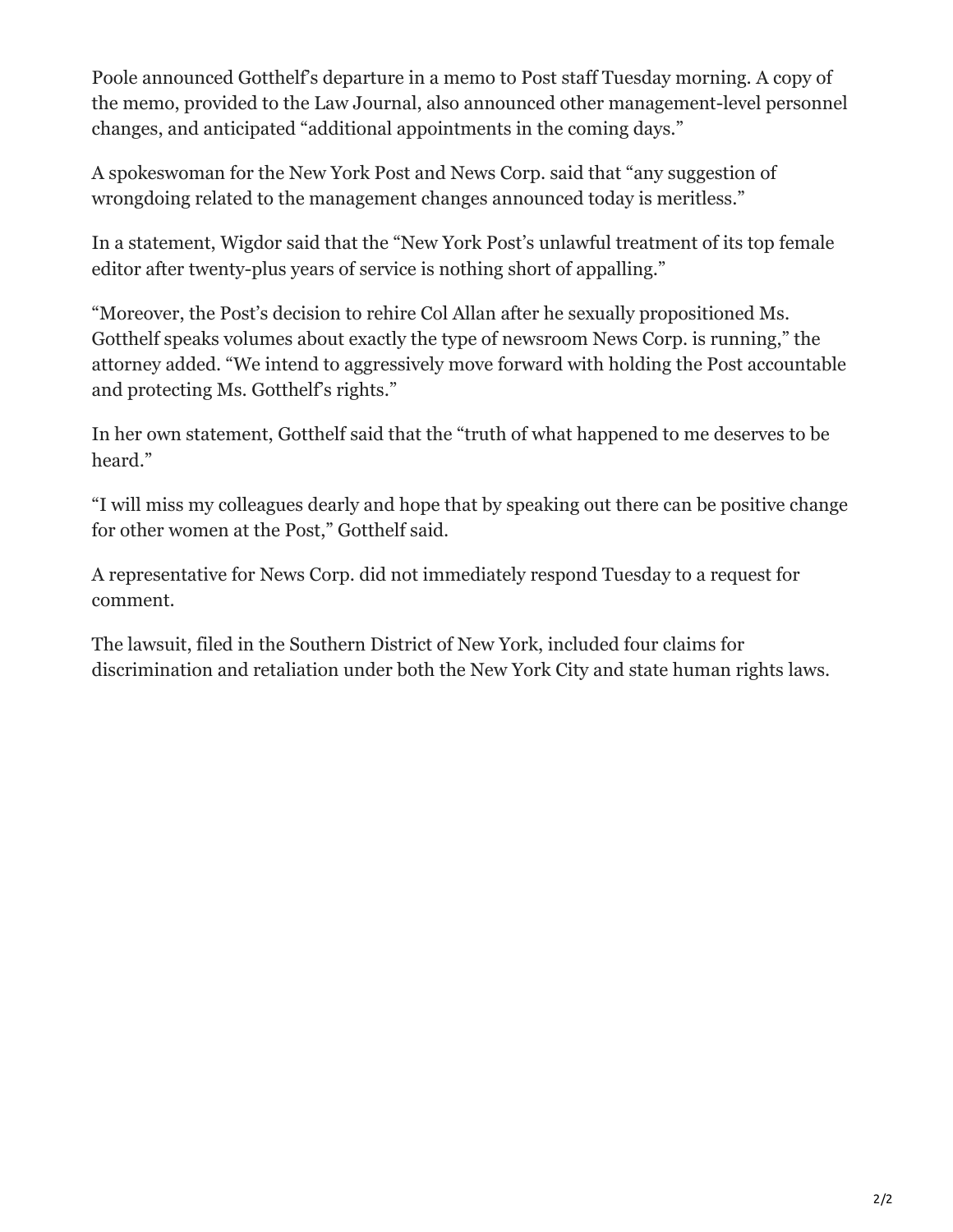Poole announced Gotthelf's departure in a memo to Post staff Tuesday morning. A copy of the memo, provided to the Law Journal, also announced other management-level personnel changes, and anticipated "additional appointments in the coming days."

A spokeswoman for the New York Post and News Corp. said that "any suggestion of wrongdoing related to the management changes announced today is meritless."

In a statement, Wigdor said that the "New York Post's unlawful treatment of its top female editor after twenty-plus years of service is nothing short of appalling."

"Moreover, the Post's decision to rehire Col Allan after he sexually propositioned Ms. Gotthelf speaks volumes about exactly the type of newsroom News Corp. is running," the attorney added. "We intend to aggressively move forward with holding the Post accountable and protecting Ms. Gotthelf's rights."

In her own statement, Gotthelf said that the "truth of what happened to me deserves to be heard."

"I will miss my colleagues dearly and hope that by speaking out there can be positive change for other women at the Post," Gotthelf said.

A representative for News Corp. did not immediately respond Tuesday to a request for comment.

The lawsuit, filed in the Southern District of New York, included four claims for discrimination and retaliation under both the New York City and state human rights laws.